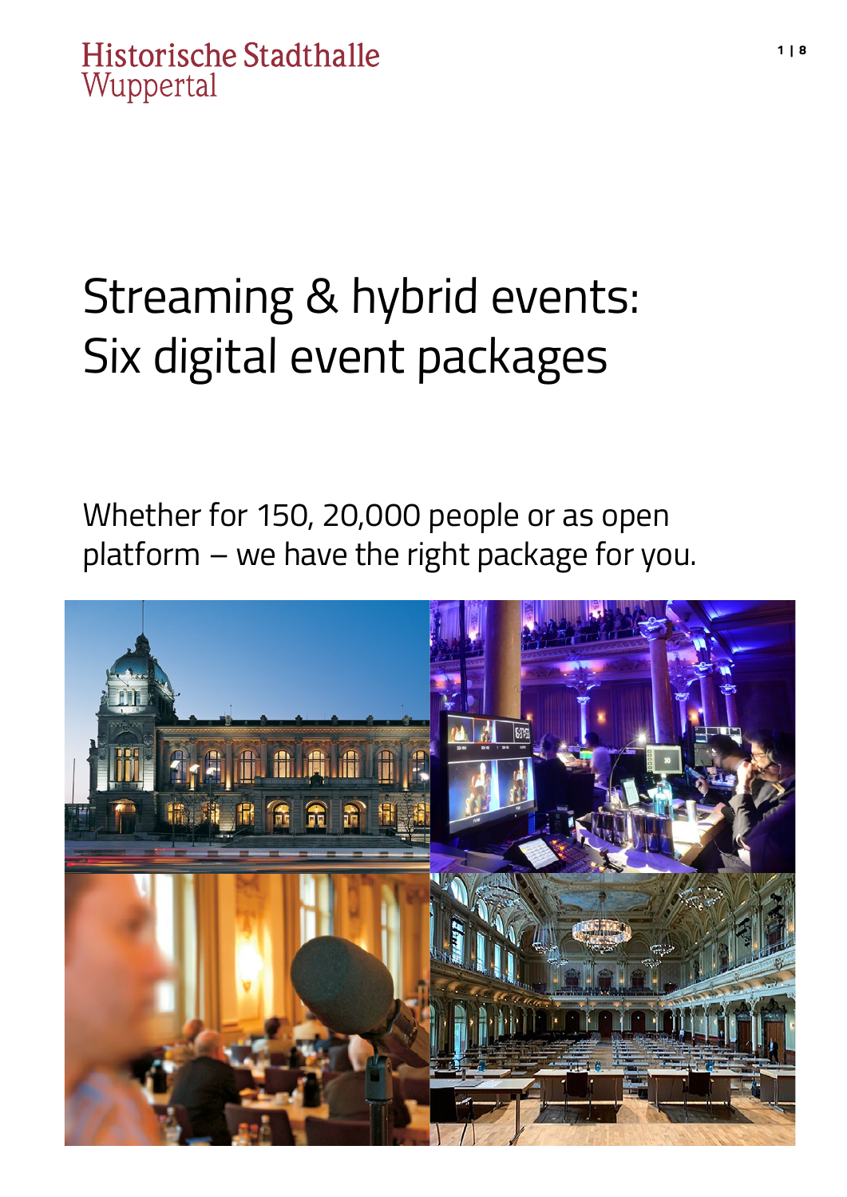Historische Stadthalle
Wuppertal

# Streaming & hybrid events: Six digital event packages

Whether for 150, 20,000 people or as open platform – we have the right package for you.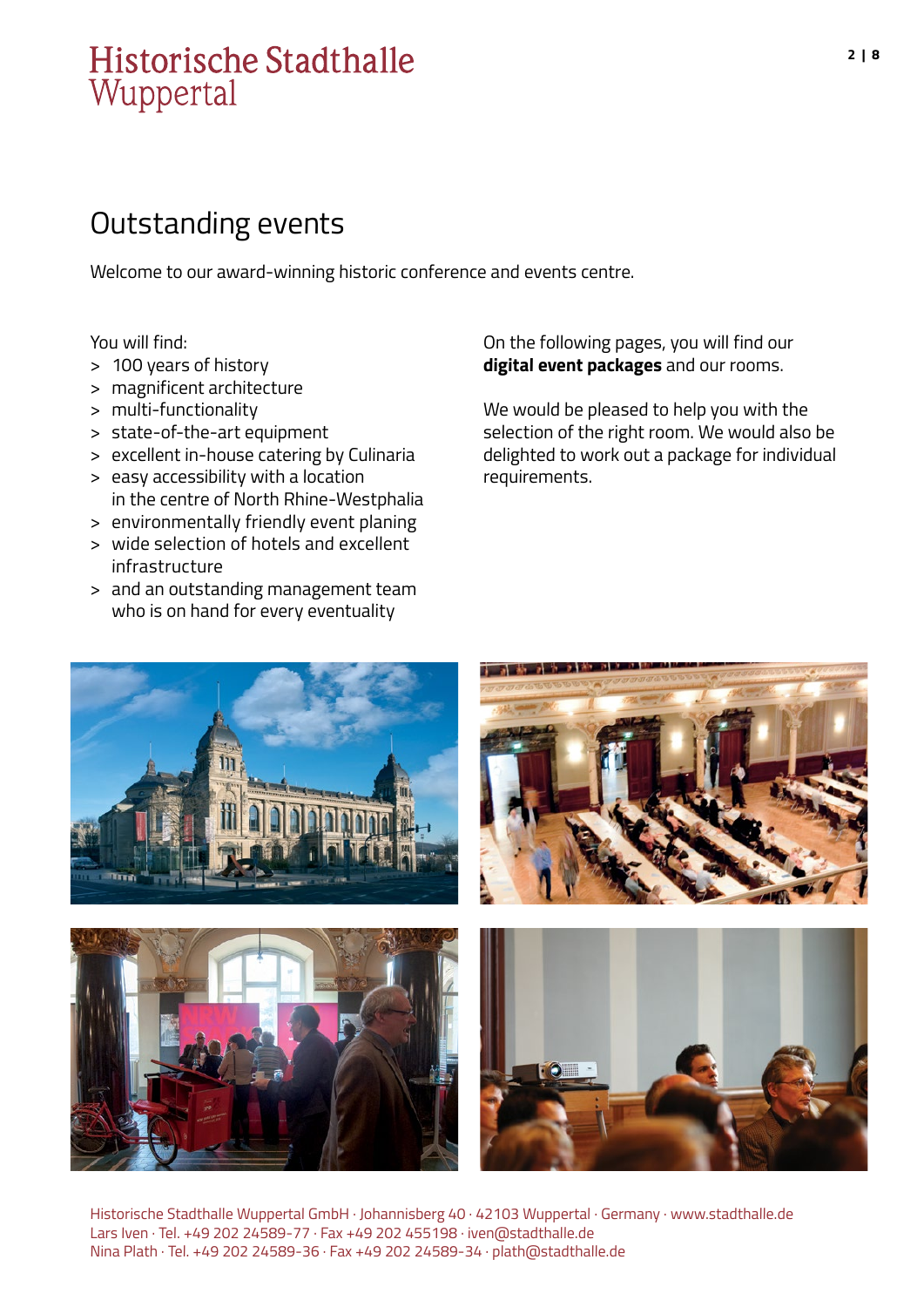# Historische Stadthalle Wuppertal

## Outstanding events

Welcome to our award-winning historic conference and events centre.

You will find:

- 100 years of history
- magnificent architecture
- multi-functionality
- state-of-the-art equipment
- excellent in-house catering by Culinaria
- easy accessibility with a location in the centre of North Rhine-Westphalia
- environmentally friendly event planing
- wide selection of hotels and excellent infrastructure
- and an outstanding management team who is on hand for every eventuality

On the following pages, you will find our **digital event packages** and our rooms.

We would be pleased to help you with the selection of the right room. We would also be delighted to work out a package for individual requirements.

Historische Stadthalle Wuppertal GmbH · Johannisberg 40 · 42103 Wuppertal · Germany · www.stadthalle.de
Lars Iven · Tel. +49 202 24589-77 · Fax +49 202 455198 · iven@stadthalle.de
Nina Plath · Tel. +49 202 24589-36 · Fax +49 202 24589-34 · plath@stadthalle.de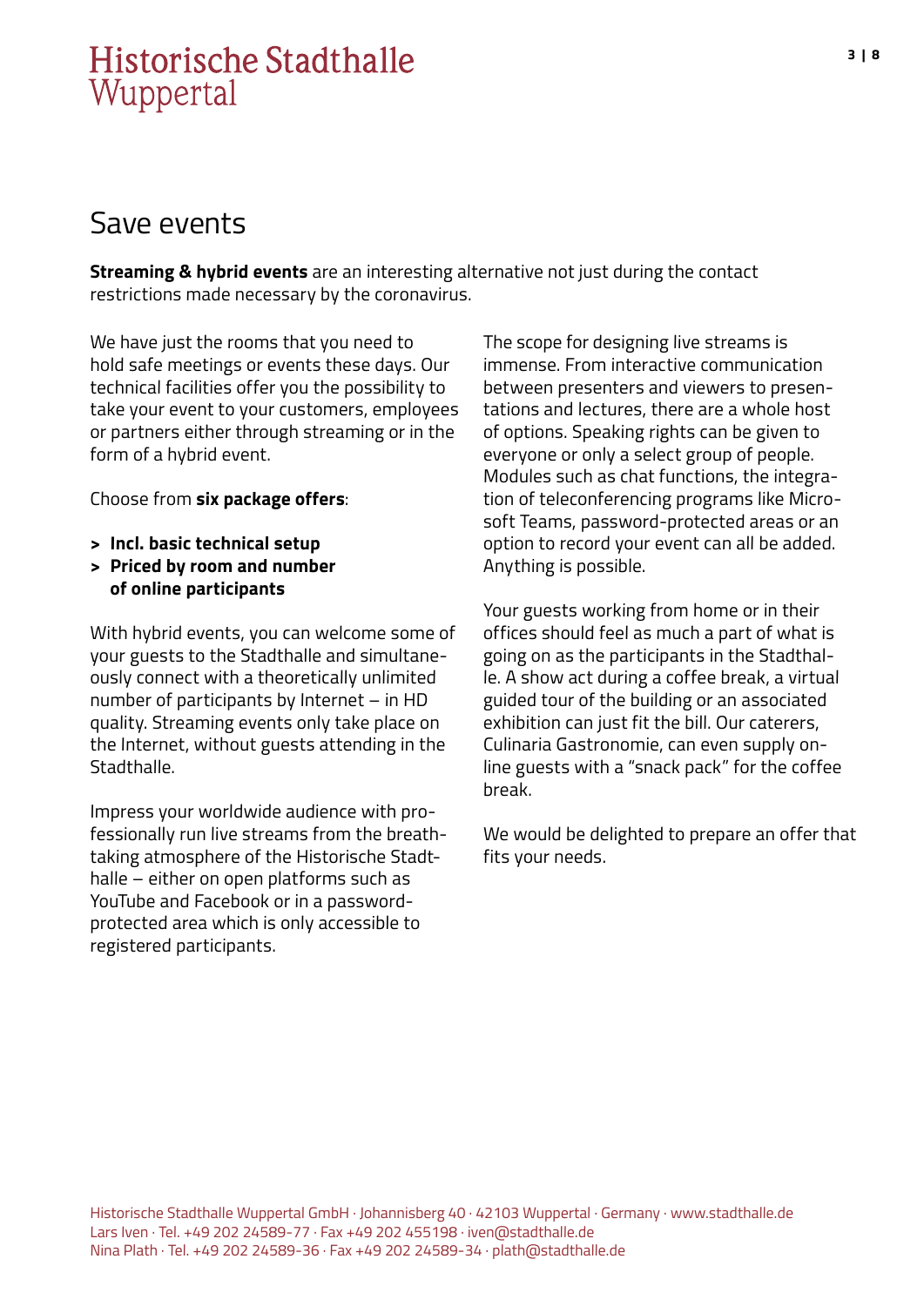# Save events

**Streaming & hybrid events** are an interesting alternative not just during the contact restrictions made necessary by the coronavirus.

We have just the rooms that you need to hold safe meetings or events these days. Our technical facilities offer you the possibility to take your event to your customers, employees or partners either through streaming or in the form of a hybrid event.

Choose from **six package offers**:

> **Incl. basic technical setup**
> **Priced by room and number of online participants**

With hybrid events, you can welcome some of your guests to the Stadthalle and simultaneously connect with a theoretically unlimited number of participants by Internet – in HD quality. Streaming events only take place on the Internet, without guests attending in the Stadthalle.

Impress your worldwide audience with professionally run live streams from the breathtaking atmosphere of the Historische Stadthalle – either on open platforms such as YouTube and Facebook or in a password-protected area which is only accessible to registered participants.

The scope for designing live streams is immense. From interactive communication between presenters and viewers to presentations and lectures, there are a whole host of options. Speaking rights can be given to everyone or only a select group of people. Modules such as chat functions, the integration of teleconferencing programs like Microsoft Teams, password-protected areas or an option to record your event can all be added. Anything is possible.

Your guests working from home or in their offices should feel as much a part of what is going on as the participants in the Stadthalle. A show act during a coffee break, a virtual guided tour of the building or an associated exhibition can just fit the bill. Our caterers, Culinaria Gastronomie, can even supply online guests with a "snack pack" for the coffee break.

We would be delighted to prepare an offer that fits your needs.

Historische Stadthalle Wuppertal GmbH · Johannisberg 40 · 42103 Wuppertal · Germany · www.stadthalle.de
Lars Iven · Tel. +49 202 24589-77 · Fax +49 202 455198 · iven@stadthalle.de
Nina Plath · Tel. +49 202 24589-36 · Fax +49 202 24589-34 · plath@stadthalle.de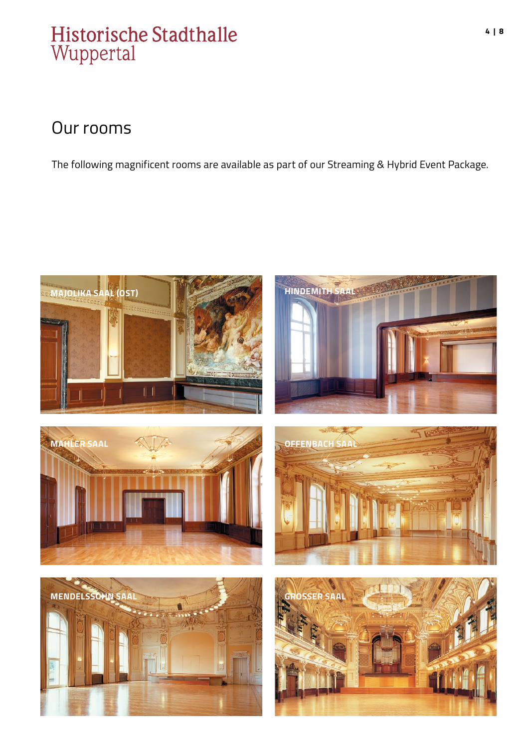# Our rooms

The following magnificent rooms are available as part of our Streaming & Hybrid Event Package.

MAJOLIKA SAAL (OST)

HINDEMITH SAAL

MAHLER SAAL

OFFENBACH SAAL

MENDELSSOHN SAAL

GROSSER SAAL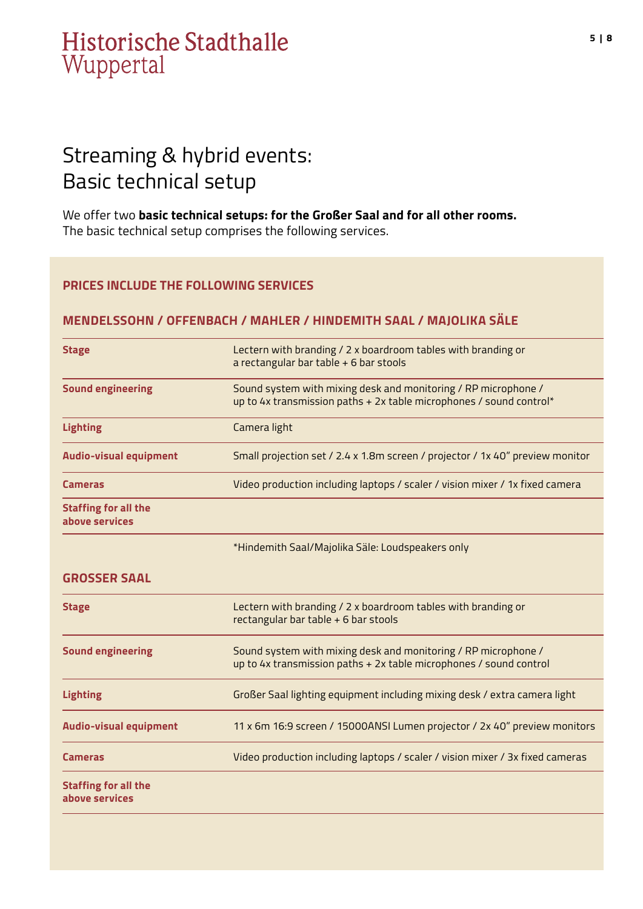# Streaming & hybrid events: Basic technical setup

We offer two **basic technical setups: for the Großer Saal and for all other rooms.**
The basic technical setup comprises the following services.

## PRICES INCLUDE THE FOLLOWING SERVICES

### MENDELSSOHN / OFFENBACH / MAHLER / HINDEMITH SAAL / MAJOLIKA SÄLE

| | |
|---|---|
| **Stage** | Lectern with branding / 2 x boardroom tables with branding or a rectangular bar table + 6 bar stools |
| **Sound engineering** | Sound system with mixing desk and monitoring / RP microphone / up to 4x transmission paths + 2x table microphones / sound control* |
| **Lighting** | Camera light |
| **Audio-visual equipment** | Small projection set / 2.4 x 1.8m screen / projector / 1x 40" preview monitor |
| **Cameras** | Video production including laptops / scaler / vision mixer / 1x fixed camera |
| **Staffing for all the above services** | |

*Hindemith Saal/Majolika Säle: Loudspeakers only

### GROSSER SAAL

| | |
|---|---|
| **Stage** | Lectern with branding / 2 x boardroom tables with branding or rectangular bar table + 6 bar stools |
| **Sound engineering** | Sound system with mixing desk and monitoring / RP microphone / up to 4x transmission paths + 2x table microphones / sound control |
| **Lighting** | Großer Saal lighting equipment including mixing desk / extra camera light |
| **Audio-visual equipment** | 11 x 6m 16:9 screen / 15000ANSI Lumen projector / 2x 40" preview monitors |
| **Cameras** | Video production including laptops / scaler / vision mixer / 3x fixed cameras |
| **Staffing for all the above services** | |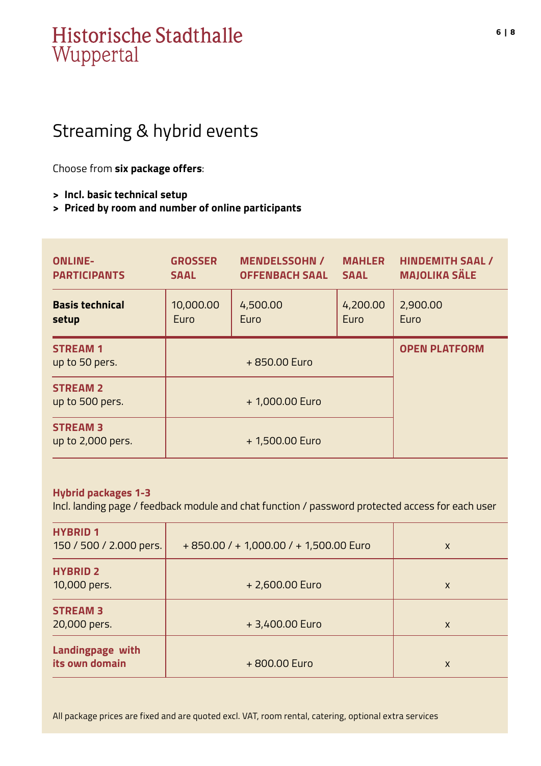# Historische Stadthalle Wuppertal

## Streaming & hybrid events

Choose from **six package offers**:

> **Incl. basic technical setup**
> **Priced by room and number of online participants**

| ONLINE-PARTICIPANTS | GROSSER SAAL | MENDELSSOHN / OFFENBACH SAAL | MAHLER SAAL | HINDEMITH SAAL / MAJOLIKA SÄLE |
|---|---|---|---|---|
| **Basis technical setup** | 10,000.00 Euro | 4,500.00 Euro | 4,200.00 Euro | 2,900.00 Euro |
| **STREAM 1** up to 50 pers. | + 850.00 Euro | | | **OPEN PLATFORM** |
| **STREAM 2** up to 500 pers. | + 1,000.00 Euro | | | |
| **STREAM 3** up to 2,000 pers. | + 1,500.00 Euro | | | |

**Hybrid packages 1-3**
Incl. landing page / feedback module and chat function / password protected access for each user

| | | |
|---|---|---|
| **HYBRID 1** 150 / 500 / 2.000 pers. | + 850.00 / + 1,000.00 / + 1,500.00 Euro | x |
| **HYBRID 2** 10,000 pers. | + 2,600.00 Euro | x |
| **STREAM 3** 20,000 pers. | + 3,400.00 Euro | x |
| **Landingpage with its own domain** | + 800.00 Euro | x |

All package prices are fixed and are quoted excl. VAT, room rental, catering, optional extra services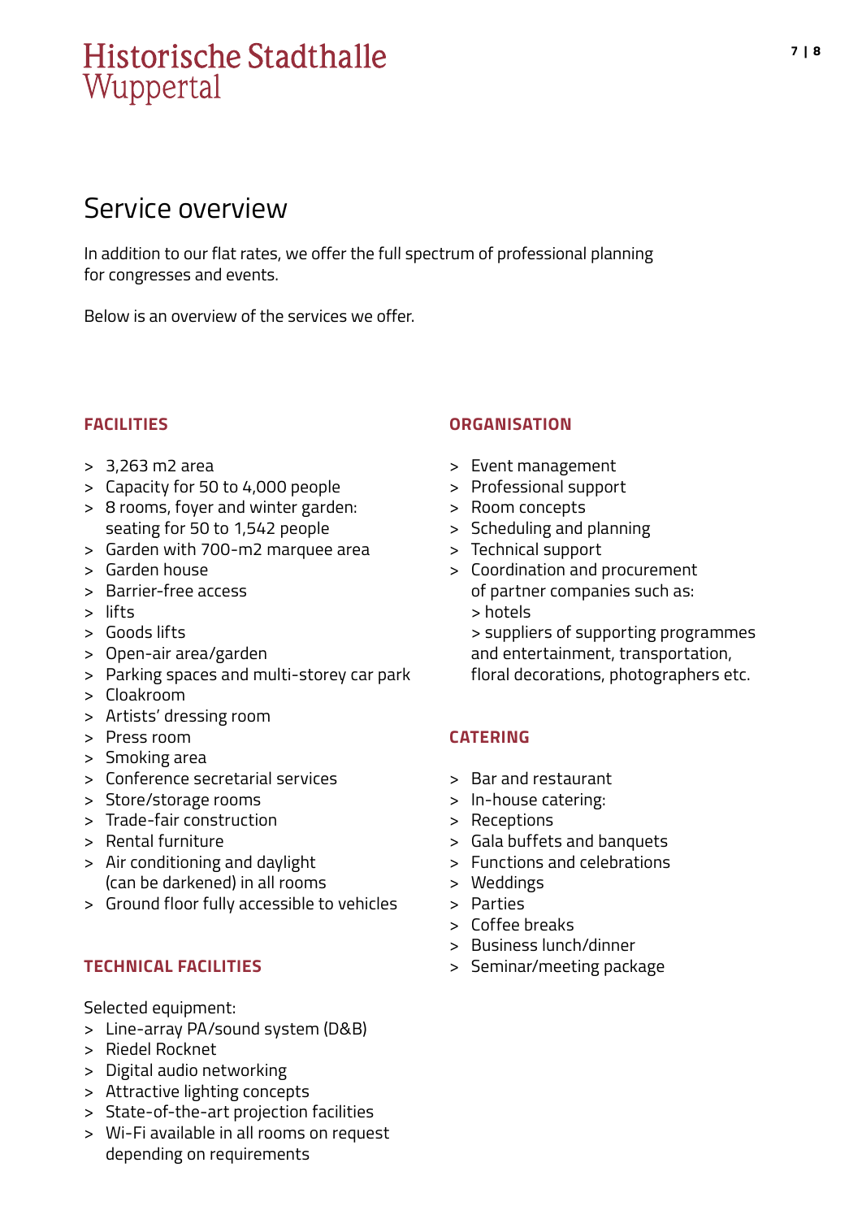Historische Stadthalle
Wuppertal

# Service overview

In addition to our flat rates, we offer the full spectrum of professional planning for congresses and events.

Below is an overview of the services we offer.

## FACILITIES

- 3,263 m2 area
- Capacity for 50 to 4,000 people
- 8 rooms, foyer and winter garden: seating for 50 to 1,542 people
- Garden with 700-m2 marquee area
- Garden house
- Barrier-free access
- lifts
- Goods lifts
- Open-air area/garden
- Parking spaces and multi-storey car park
- Cloakroom
- Artists' dressing room
- Press room
- Smoking area
- Conference secretarial services
- Store/storage rooms
- Trade-fair construction
- Rental furniture
- Air conditioning and daylight (can be darkened) in all rooms
- Ground floor fully accessible to vehicles

## TECHNICAL FACILITIES

Selected equipment:

- Line-array PA/sound system (D&B)
- Riedel Rocknet
- Digital audio networking
- Attractive lighting concepts
- State-of-the-art projection facilities
- Wi-Fi available in all rooms on request depending on requirements

## ORGANISATION

- Event management
- Professional support
- Room concepts
- Scheduling and planning
- Technical support
- Coordination and procurement of partner companies such as:
  - hotels
  - suppliers of supporting programmes and entertainment, transportation, floral decorations, photographers etc.

## CATERING

- Bar and restaurant
- In-house catering:
- Receptions
- Gala buffets and banquets
- Functions and celebrations
- Weddings
- Parties
- Coffee breaks
- Business lunch/dinner
- Seminar/meeting package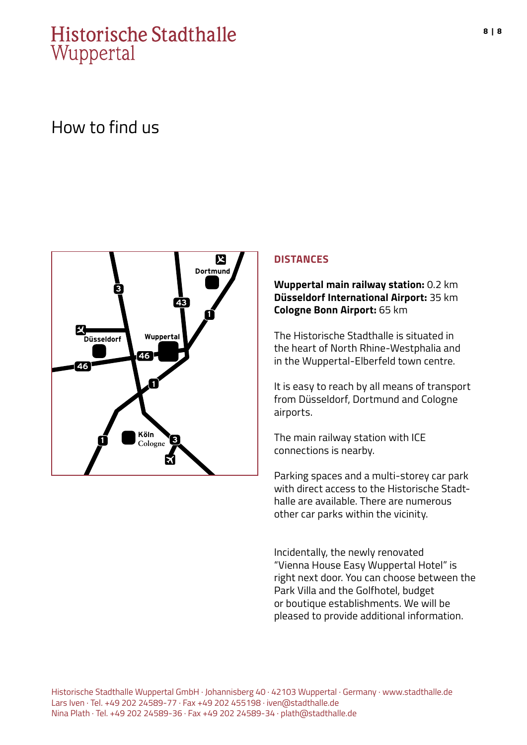# Historische Stadthalle Wuppertal

## How to find us

Dortmund
43
3
1
Düsseldorf
Wuppertal
46
46
1
Köln
Cologne
1
3

### DISTANCES

**Wuppertal main railway station:** 0.2 km
**Düsseldorf International Airport:** 35 km
**Cologne Bonn Airport:** 65 km

The Historische Stadthalle is situated in the heart of North Rhine-Westphalia and in the Wuppertal-Elberfeld town centre.

It is easy to reach by all means of transport from Düsseldorf, Dortmund and Cologne airports.

The main railway station with ICE connections is nearby.

Parking spaces and a multi-storey car park with direct access to the Historische Stadthalle are available. There are numerous other car parks within the vicinity.

Incidentally, the newly renovated "Vienna House Easy Wuppertal Hotel" is right next door. You can choose between the Park Villa and the Golfhotel, budget or boutique establishments. We will be pleased to provide additional information.

Historische Stadthalle Wuppertal GmbH · Johannisberg 40 · 42103 Wuppertal · Germany · www.stadthalle.de
Lars Iven · Tel. +49 202 24589-77 · Fax +49 202 455198 · iven@stadthalle.de
Nina Plath · Tel. +49 202 24589-36 · Fax +49 202 24589-34 · plath@stadthalle.de